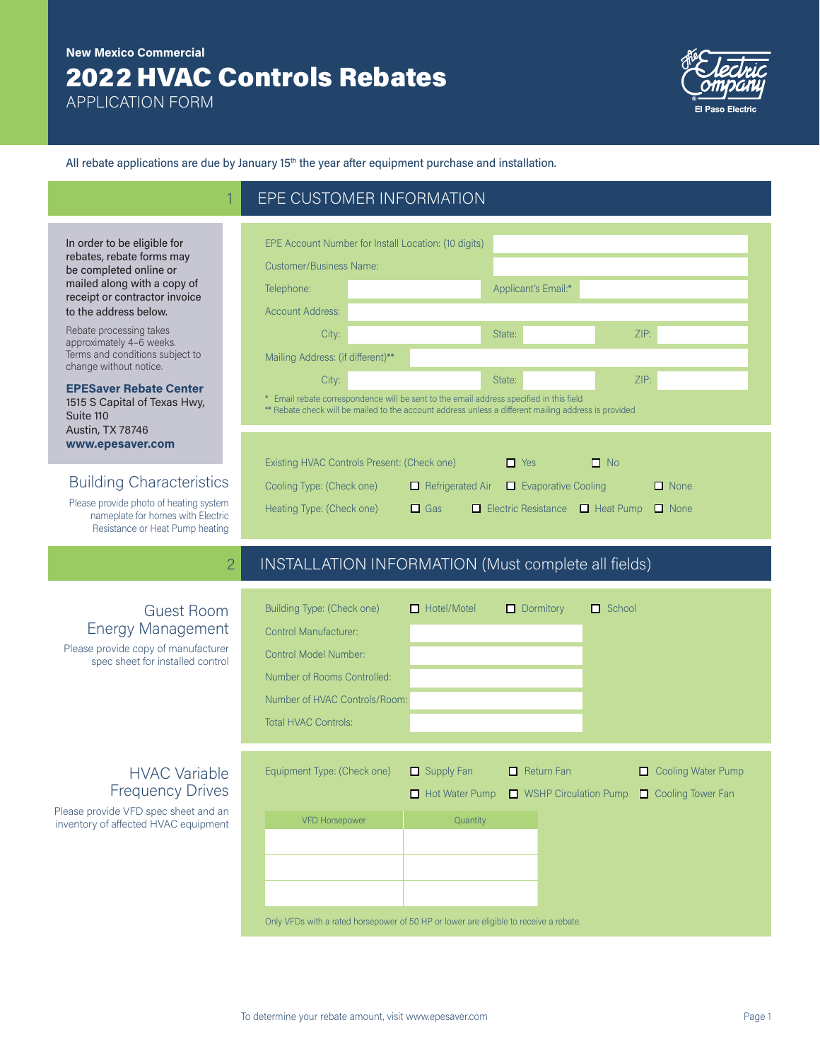New Mexico Commercial

# 2022 HVAC Controls Rebates

APPLICATION FORM

El Paso Electric

All rebate applications are due by January 15th the year after equipment purchase and installation.

## 1 EPE CUSTOMER INFORMATION

In order to be eligible for rebates, rebate forms may be completed online or mailed along with a copy of receipt or contractor invoice to the address below.

Rebate processing takes approximately 4–6 weeks. Terms and conditions subject to change without notice.

**EPESaver Rebate Center**
1515 S Capital of Texas Hwy, Suite 110
Austin, TX 78746
**www.epesaver.com**

EPE Account Number for Install Location: (10 digits) ____________

Customer/Business Name: ____________

Telephone: ____________ Applicant's Email:* ____________

Account Address: ____________

City: ____________ State: ____________ ZIP: ____________

Mailing Address: (if different)** ____________

City: ____________ State: ____________ ZIP: ____________

\* Email rebate correspondence will be sent to the email address specified in this field
** Rebate check will be mailed to the account address unless a different mailing address is provided

### Building Characteristics

Please provide photo of heating system nameplate for homes with Electric Resistance or Heat Pump heating

Existing HVAC Controls Present: (Check one) ☐ Yes ☐ No

Cooling Type: (Check one) ☐ Refrigerated Air ☐ Evaporative Cooling ☐ None

Heating Type: (Check one) ☐ Gas ☐ Electric Resistance ☐ Heat Pump ☐ None

## 2 INSTALLATION INFORMATION (Must complete all fields)

### Guest Room Energy Management

Please provide copy of manufacturer spec sheet for installed control

Building Type: (Check one) ☐ Hotel/Motel ☐ Dormitory ☐ School

Control Manufacturer: ____________

Control Model Number: ____________

Number of Rooms Controlled: ____________

Number of HVAC Controls/Room: ____________

Total HVAC Controls: ____________

### HVAC Variable Frequency Drives

Please provide VFD spec sheet and an inventory of affected HVAC equipment

Equipment Type: (Check one) ☐ Supply Fan ☐ Return Fan ☐ Cooling Water Pump ☐ Hot Water Pump ☐ WSHP Circulation Pump ☐ Cooling Tower Fan

| VFD Horsepower | Quantity |
|---|---|
| | |
| | |
| | |

Only VFDs with a rated horsepower of 50 HP or lower are eligible to receive a rebate.

To determine your rebate amount, visit www.epesaver.com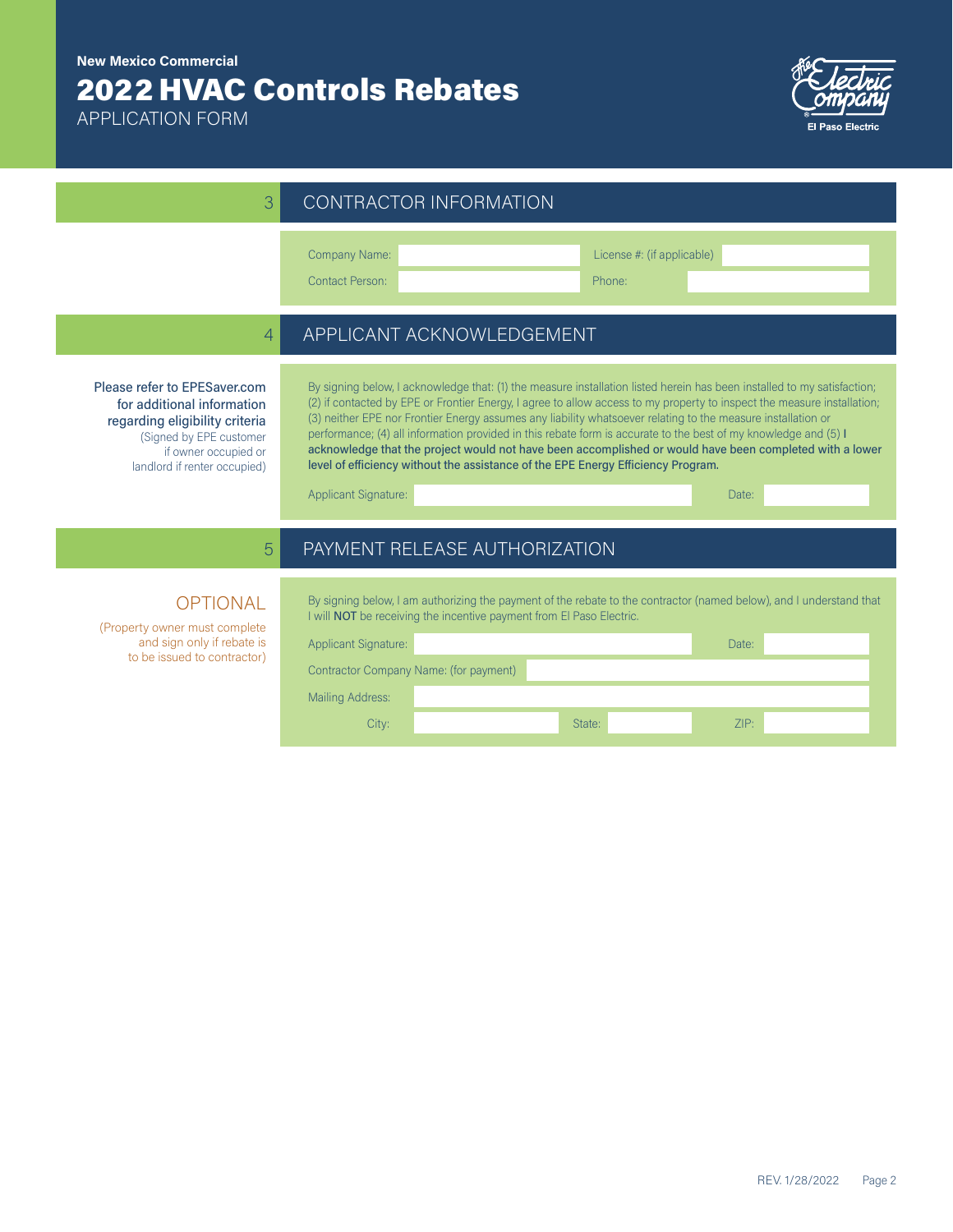New Mexico Commercial

# 2022 HVAC Controls Rebates

APPLICATION FORM

El Paso Electric

## 3 CONTRACTOR INFORMATION

Company Name: License #: (if applicable)

Contact Person: Phone:

## 4 APPLICANT ACKNOWLEDGEMENT

Please refer to EPESaver.com for additional information regarding eligibility criteria (Signed by EPE customer if owner occupied or landlord if renter occupied)

By signing below, I acknowledge that: (1) the measure installation listed herein has been installed to my satisfaction; (2) if contacted by EPE or Frontier Energy, I agree to allow access to my property to inspect the measure installation; (3) neither EPE nor Frontier Energy assumes any liability whatsoever relating to the measure installation or performance; (4) all information provided in this rebate form is accurate to the best of my knowledge and (5) **I acknowledge that the project would not have been accomplished or would have been completed with a lower level of efficiency without the assistance of the EPE Energy Efficiency Program.**

Applicant Signature: Date:

## 5 PAYMENT RELEASE AUTHORIZATION

OPTIONAL

(Property owner must complete and sign only if rebate is to be issued to contractor)

By signing below, I am authorizing the payment of the rebate to the contractor (named below), and I understand that I will **NOT** be receiving the incentive payment from El Paso Electric.

Applicant Signature: Date:

Contractor Company Name: (for payment)

Mailing Address:

City: State: ZIP:

REV. 1/28/2022